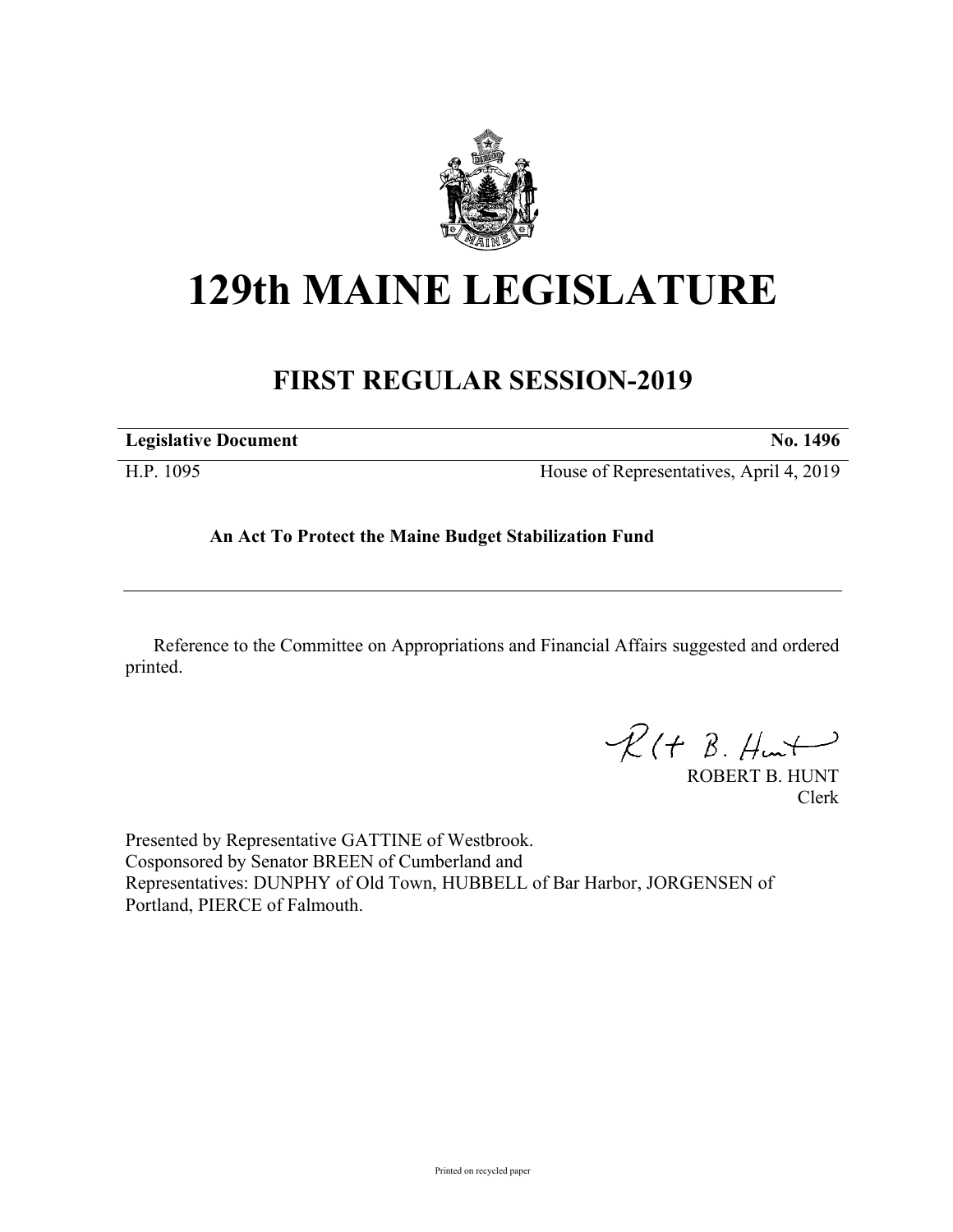# 129th MAINE LEGISLATURE

## FIRST REGULAR SESSION-2019

| **Legislative Document** | **No. 1496** |
|---|---|
| H.P. 1095 | House of Representatives, April 4, 2019 |

**An Act To Protect the Maine Budget Stabilization Fund**

Reference to the Committee on Appropriations and Financial Affairs suggested and ordered printed.

ROBERT B. HUNT
Clerk

Presented by Representative GATTINE of Westbrook.
Cosponsored by Senator BREEN of Cumberland and
Representatives: DUNPHY of Old Town, HUBBELL of Bar Harbor, JORGENSEN of Portland, PIERCE of Falmouth.

Printed on recycled paper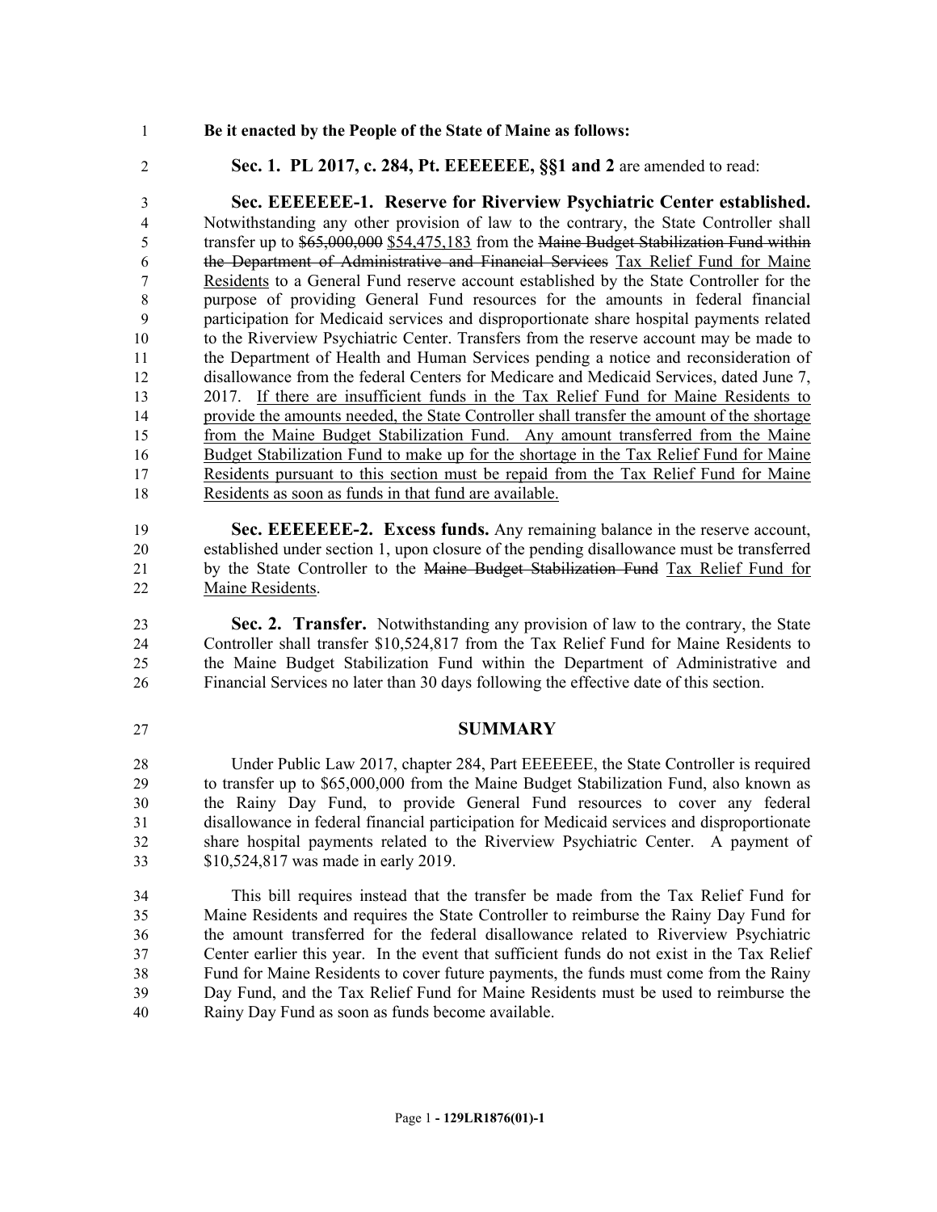**Be it enacted by the People of the State of Maine as follows:**

**Sec. 1. PL 2017, c. 284, Pt. EEEEEEE, §§1 and 2** are amended to read:

**Sec. EEEEEEE-1. Reserve for Riverview Psychiatric Center established.** Notwithstanding any other provision of law to the contrary, the State Controller shall transfer up to ~~$65,000,000~~ $54,475,183 from the ~~Maine Budget Stabilization Fund within the Department of Administrative and Financial Services~~ Tax Relief Fund for Maine Residents to a General Fund reserve account established by the State Controller for the purpose of providing General Fund resources for the amounts in federal financial participation for Medicaid services and disproportionate share hospital payments related to the Riverview Psychiatric Center. Transfers from the reserve account may be made to the Department of Health and Human Services pending a notice and reconsideration of disallowance from the federal Centers for Medicare and Medicaid Services, dated June 7, 2017. If there are insufficient funds in the Tax Relief Fund for Maine Residents to provide the amounts needed, the State Controller shall transfer the amount of the shortage from the Maine Budget Stabilization Fund. Any amount transferred from the Maine Budget Stabilization Fund to make up for the shortage in the Tax Relief Fund for Maine Residents pursuant to this section must be repaid from the Tax Relief Fund for Maine Residents as soon as funds in that fund are available.

**Sec. EEEEEEE-2. Excess funds.** Any remaining balance in the reserve account, established under section 1, upon closure of the pending disallowance must be transferred by the State Controller to the ~~Maine Budget Stabilization Fund~~ Tax Relief Fund for Maine Residents.

**Sec. 2. Transfer.** Notwithstanding any provision of law to the contrary, the State Controller shall transfer $10,524,817 from the Tax Relief Fund for Maine Residents to the Maine Budget Stabilization Fund within the Department of Administrative and Financial Services no later than 30 days following the effective date of this section.

## SUMMARY

Under Public Law 2017, chapter 284, Part EEEEEEE, the State Controller is required to transfer up to $65,000,000 from the Maine Budget Stabilization Fund, also known as the Rainy Day Fund, to provide General Fund resources to cover any federal disallowance in federal financial participation for Medicaid services and disproportionate share hospital payments related to the Riverview Psychiatric Center. A payment of $10,524,817 was made in early 2019.

This bill requires instead that the transfer be made from the Tax Relief Fund for Maine Residents and requires the State Controller to reimburse the Rainy Day Fund for the amount transferred for the federal disallowance related to Riverview Psychiatric Center earlier this year. In the event that sufficient funds do not exist in the Tax Relief Fund for Maine Residents to cover future payments, the funds must come from the Rainy Day Fund, and the Tax Relief Fund for Maine Residents must be used to reimburse the Rainy Day Fund as soon as funds become available.